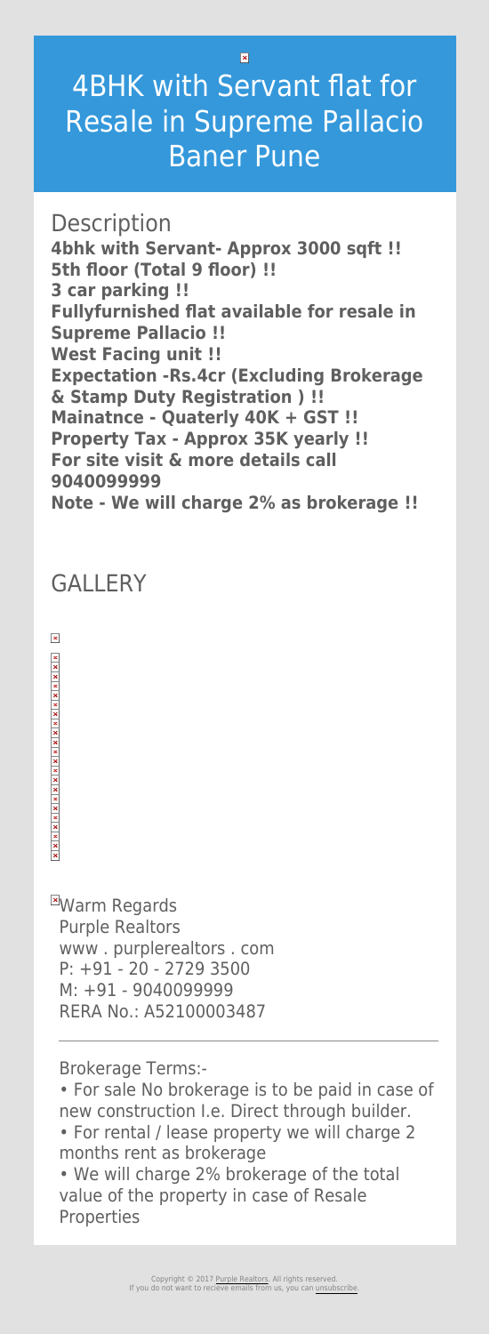# 4BHK with Servant flat for Resale in Supreme Pallacio Baner Pune

## Description

**4bhk with Servant- Approx 3000 sqft !!**
**5th floor (Total 9 floor) !!**
**3 car parking !!**
**Fullyfurnished flat available for resale in Supreme Pallacio !!**
**West Facing unit !!**
**Expectation -Rs.4cr (Excluding Brokerage & Stamp Duty Registration ) !!**
**Mainatnce - Quaterly 40K + GST !!**
**Property Tax - Approx 35K yearly !!**
**For site visit & more details call 9040099999**
**Note - We will charge 2% as brokerage !!**

## GALLERY

Warm Regards
Purple Realtors
www . purplerealtors . com
P: +91 - 20 - 2729 3500
M: +91 - 9040099999
RERA No.: A52100003487

---

Brokerage Terms:-

- For sale No brokerage is to be paid in case of new construction I.e. Direct through builder.
- For rental / lease property we will charge 2 months rent as brokerage
- We will charge 2% brokerage of the total value of the property in case of Resale Properties

Copyright © 2017 Purple Realtors. All rights reserved.
If you do not want to recieve emails from us, you can unsubscribe.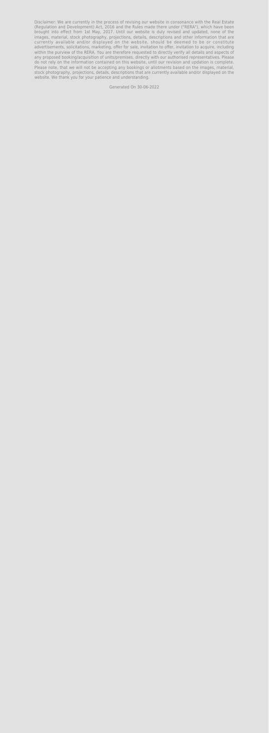Disclaimer: We are currently in the process of revising our website in consonance with the Real Estate (Regulation and Development) Act, 2016 and the Rules made there under ("RERA"), which have been brought into effect from 1st May, 2017. Until our website is duly revised and updated, none of the images, material, stock photography, projections, details, descriptions and other information that are currently available and/or displayed on the website, should be deemed to be or constitute advertisements, solicitations, marketing, offer for sale, invitation to offer, invitation to acquire, including within the purview of the RERA. You are therefore requested to directly verify all details and aspects of any proposed booking/acquisition of units/premises, directly with our authorised representatives. Please do not rely on the information contained on this website, until our revision and updation is complete. Please note, that we will not be accepting any bookings or allotments based on the images, material, stock photography, projections, details, descriptions that are currently available and/or displayed on the website. We thank you for your patience and understanding.

Generated On 30-06-2022